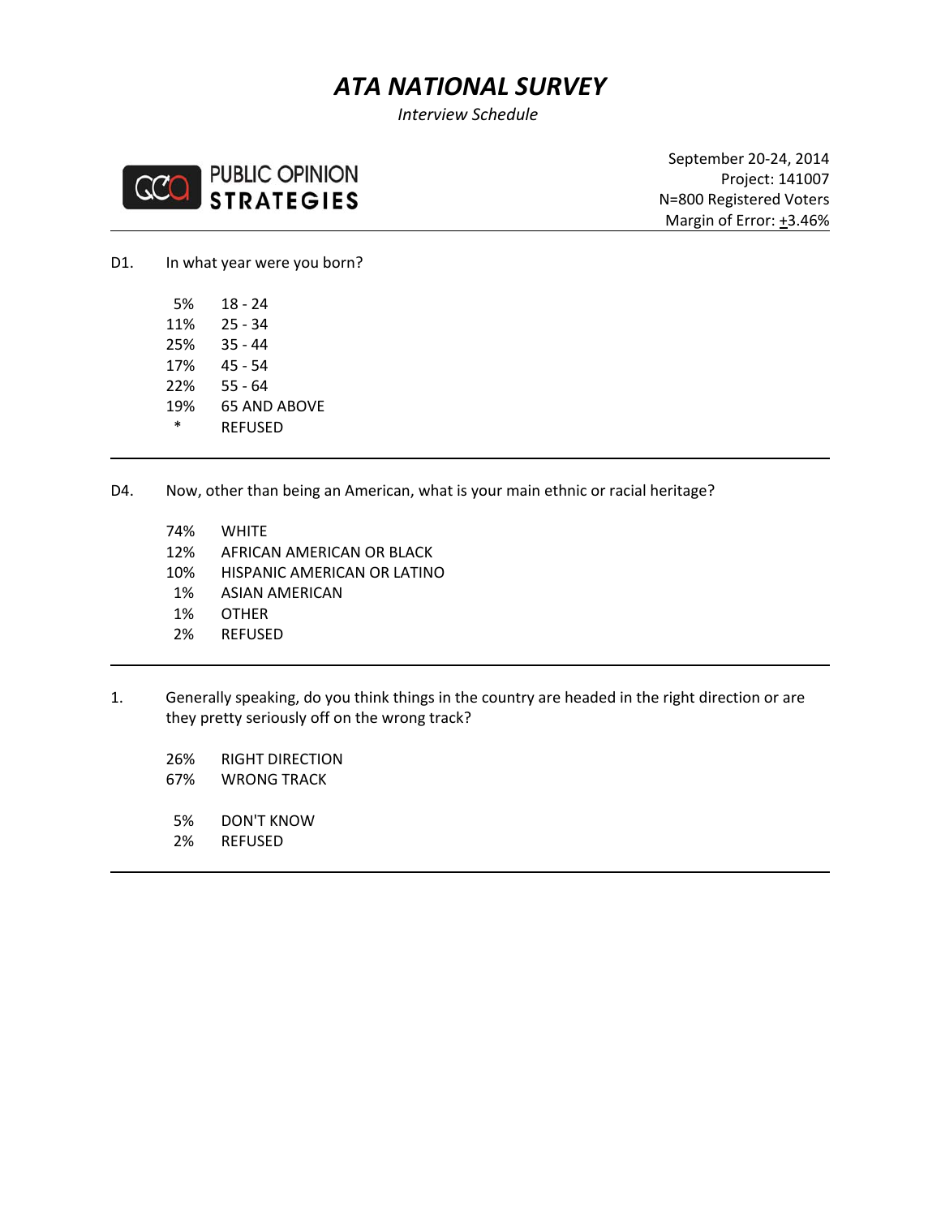# *ATA NATIONAL SURVEY*

*Interview Schedule*

PUBLIC OPINION STRATEGIES

September 20-24, 2014
Project: 141007
N=800 Registered Voters
Margin of Error: ±3.46%

---

D1. In what year were you born?

| | |
|---|---|
| 5% | 18 - 24 |
| 11% | 25 - 34 |
| 25% | 35 - 44 |
| 17% | 45 - 54 |
| 22% | 55 - 64 |
| 19% | 65 AND ABOVE |
| * | REFUSED |

---

D4. Now, other than being an American, what is your main ethnic or racial heritage?

| | |
|---|---|
| 74% | WHITE |
| 12% | AFRICAN AMERICAN OR BLACK |
| 10% | HISPANIC AMERICAN OR LATINO |
| 1% | ASIAN AMERICAN |
| 1% | OTHER |
| 2% | REFUSED |

---

1. Generally speaking, do you think things in the country are headed in the right direction or are they pretty seriously off on the wrong track?

| | |
|---|---|
| 26% | RIGHT DIRECTION |
| 67% | WRONG TRACK |
| 5% | DON'T KNOW |
| 2% | REFUSED |

---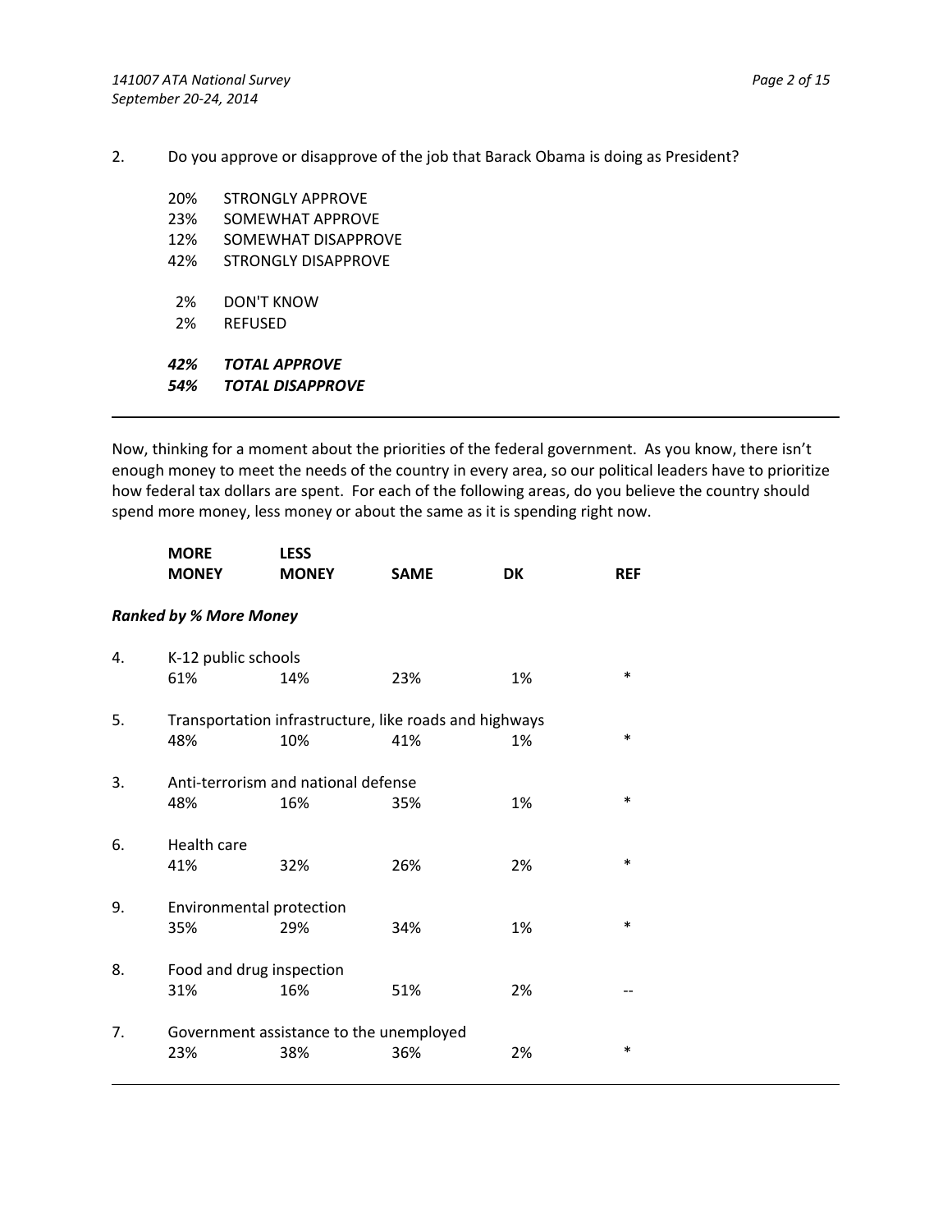2. Do you approve or disapprove of the job that Barack Obama is doing as President?

| | |
|---|---|
| 20% | STRONGLY APPROVE |
| 23% | SOMEWHAT APPROVE |
| 12% | SOMEWHAT DISAPPROVE |
| 42% | STRONGLY DISAPPROVE |
| 2% | DON'T KNOW |
| 2% | REFUSED |
| ***42%*** | ***TOTAL APPROVE*** |
| ***54%*** | ***TOTAL DISAPPROVE*** |

---

Now, thinking for a moment about the priorities of the federal government. As you know, there isn't enough money to meet the needs of the country in every area, so our political leaders have to prioritize how federal tax dollars are spent. For each of the following areas, do you believe the country should spend more money, less money or about the same as it is spending right now.

***Ranked by % More Money***

| # | Area | MORE MONEY | LESS MONEY | SAME | DK | REF |
|---|---|---|---|---|---|---|
| 4. | K-12 public schools | 61% | 14% | 23% | 1% | * |
| 5. | Transportation infrastructure, like roads and highways | 48% | 10% | 41% | 1% | * |
| 3. | Anti-terrorism and national defense | 48% | 16% | 35% | 1% | * |
| 6. | Health care | 41% | 32% | 26% | 2% | * |
| 9. | Environmental protection | 35% | 29% | 34% | 1% | * |
| 8. | Food and drug inspection | 31% | 16% | 51% | 2% | -- |
| 7. | Government assistance to the unemployed | 23% | 38% | 36% | 2% | * |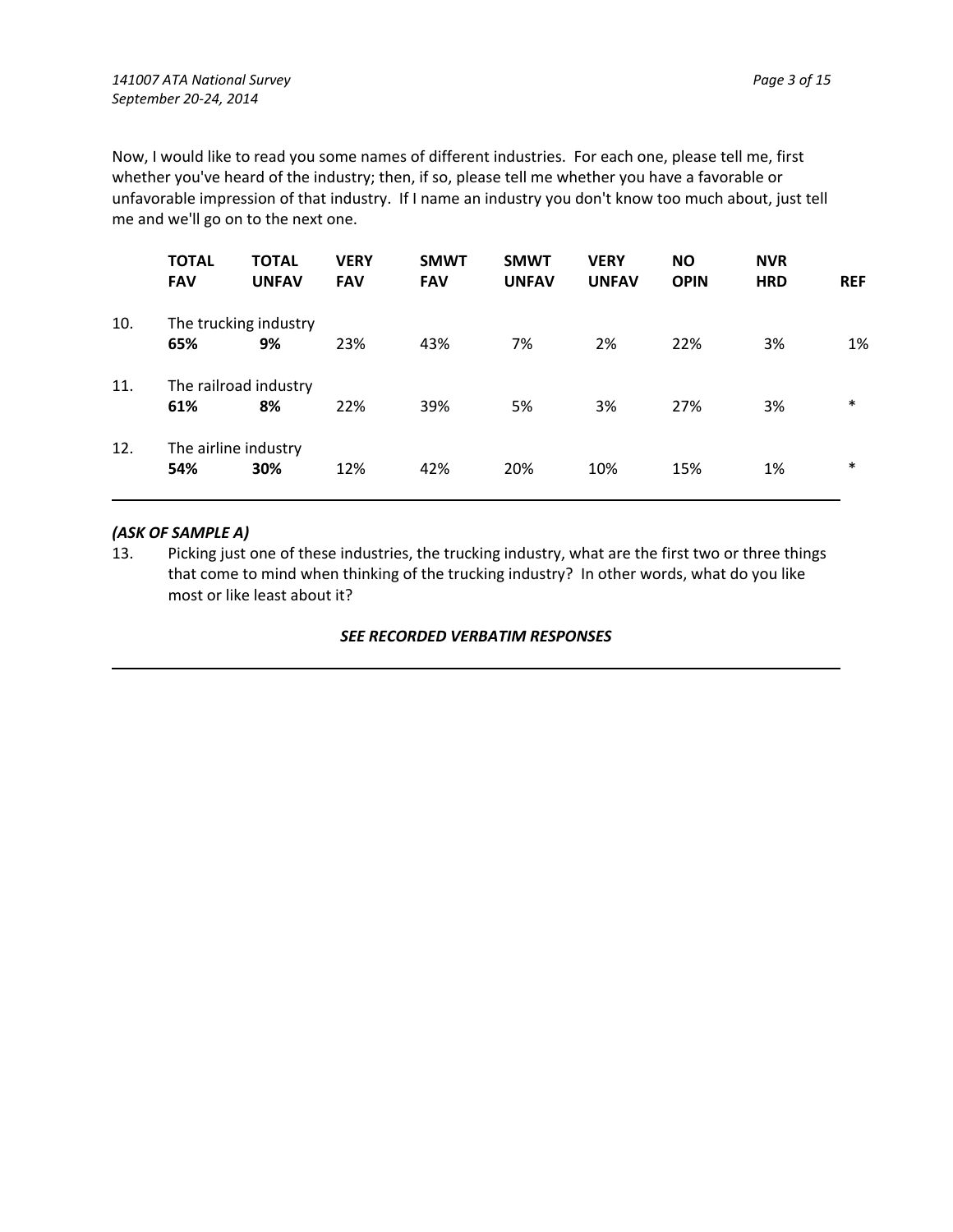Now, I would like to read you some names of different industries. For each one, please tell me, first whether you've heard of the industry; then, if so, please tell me whether you have a favorable or unfavorable impression of that industry. If I name an industry you don't know too much about, just tell me and we'll go on to the next one.

| | TOTAL FAV | TOTAL UNFAV | VERY FAV | SMWT FAV | SMWT UNFAV | VERY UNFAV | NO OPIN | NVR HRD | REF |
|---|---|---|---|---|---|---|---|---|---|
| 10. | The trucking industry | | | | | | | | |
| | **65%** | **9%** | 23% | 43% | 7% | 2% | 22% | 3% | 1% |
| 11. | The railroad industry | | | | | | | | |
| | **61%** | **8%** | 22% | 39% | 5% | 3% | 27% | 3% | * |
| 12. | The airline industry | | | | | | | | |
| | **54%** | **30%** | 12% | 42% | 20% | 10% | 15% | 1% | * |

***(ASK OF SAMPLE A)***

13. Picking just one of these industries, the trucking industry, what are the first two or three things that come to mind when thinking of the trucking industry? In other words, what do you like most or like least about it?

***SEE RECORDED VERBATIM RESPONSES***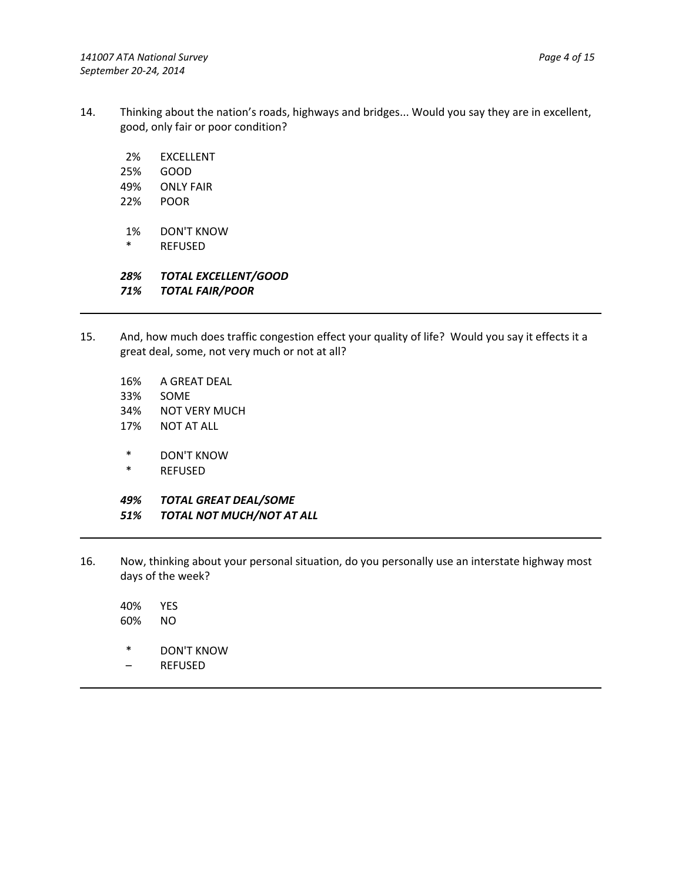14. Thinking about the nation's roads, highways and bridges... Would you say they are in excellent, good, only fair or poor condition?

| | |
|---|---|
| 2% | EXCELLENT |
| 25% | GOOD |
| 49% | ONLY FAIR |
| 22% | POOR |
| | |
| 1% | DON'T KNOW |
| * | REFUSED |
| | |
| ***28%*** | ***TOTAL EXCELLENT/GOOD*** |
| ***71%*** | ***TOTAL FAIR/POOR*** |

---

15. And, how much does traffic congestion effect your quality of life? Would you say it effects it a great deal, some, not very much or not at all?

| | |
|---|---|
| 16% | A GREAT DEAL |
| 33% | SOME |
| 34% | NOT VERY MUCH |
| 17% | NOT AT ALL |
| | |
| * | DON'T KNOW |
| * | REFUSED |
| | |
| ***49%*** | ***TOTAL GREAT DEAL/SOME*** |
| ***51%*** | ***TOTAL NOT MUCH/NOT AT ALL*** |

---

16. Now, thinking about your personal situation, do you personally use an interstate highway most days of the week?

| | |
|---|---|
| 40% | YES |
| 60% | NO |
| | |
| * | DON'T KNOW |
| – | REFUSED |

---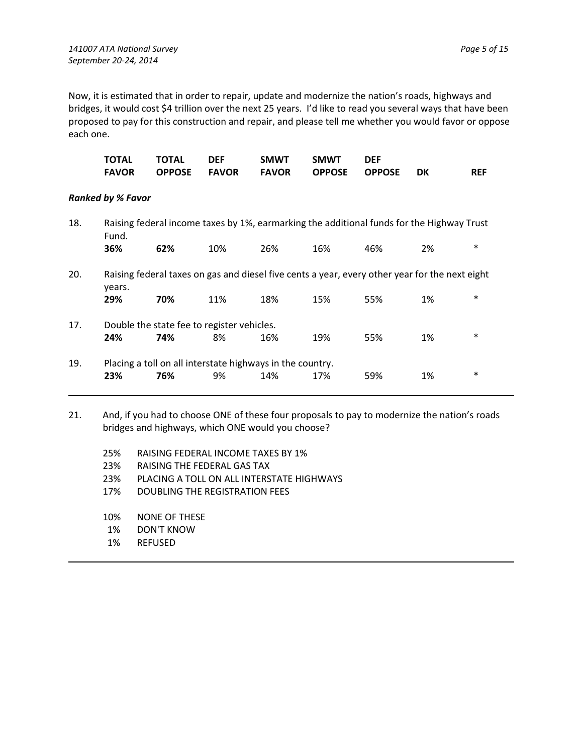Now, it is estimated that in order to repair, update and modernize the nation's roads, highways and bridges, it would cost $4 trillion over the next 25 years. I'd like to read you several ways that have been proposed to pay for this construction and repair, and please tell me whether you would favor or oppose each one.

*Ranked by % Favor*

| | TOTAL FAVOR | TOTAL OPPOSE | DEF FAVOR | SMWT FAVOR | SMWT OPPOSE | DEF OPPOSE | DK | REF |
|---|---|---|---|---|---|---|---|---|
| 18. Raising federal income taxes by 1%, earmarking the additional funds for the Highway Trust Fund. | **36%** | **62%** | 10% | 26% | 16% | 46% | 2% | * |
| 20. Raising federal taxes on gas and diesel five cents a year, every other year for the next eight years. | **29%** | **70%** | 11% | 18% | 15% | 55% | 1% | * |
| 17. Double the state fee to register vehicles. | **24%** | **74%** | 8% | 16% | 19% | 55% | 1% | * |
| 19. Placing a toll on all interstate highways in the country. | **23%** | **76%** | 9% | 14% | 17% | 59% | 1% | * |

21. And, if you had to choose ONE of these four proposals to pay to modernize the nation's roads bridges and highways, which ONE would you choose?

25% RAISING FEDERAL INCOME TAXES BY 1%
23% RAISING THE FEDERAL GAS TAX
23% PLACING A TOLL ON ALL INTERSTATE HIGHWAYS
17% DOUBLING THE REGISTRATION FEES

10% NONE OF THESE
1% DON'T KNOW
1% REFUSED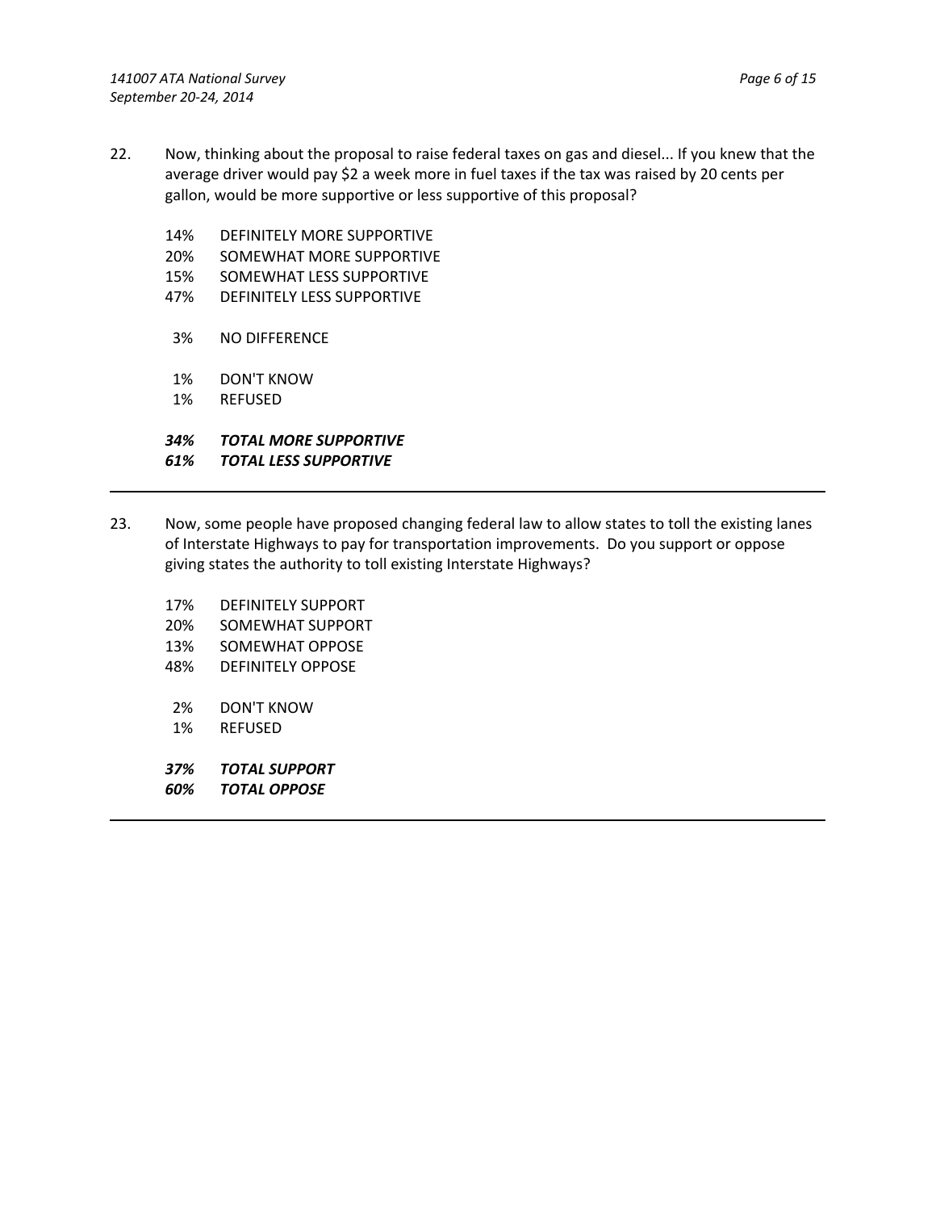22. Now, thinking about the proposal to raise federal taxes on gas and diesel... If you knew that the average driver would pay $2 a week more in fuel taxes if the tax was raised by 20 cents per gallon, would be more supportive or less supportive of this proposal?

    14% DEFINITELY MORE SUPPORTIVE
    20% SOMEWHAT MORE SUPPORTIVE
    15% SOMEWHAT LESS SUPPORTIVE
    47% DEFINITELY LESS SUPPORTIVE

    3% NO DIFFERENCE

    1% DON'T KNOW
    1% REFUSED

    ***34% TOTAL MORE SUPPORTIVE***
    ***61% TOTAL LESS SUPPORTIVE***

---

23. Now, some people have proposed changing federal law to allow states to toll the existing lanes of Interstate Highways to pay for transportation improvements. Do you support or oppose giving states the authority to toll existing Interstate Highways?

    17% DEFINITELY SUPPORT
    20% SOMEWHAT SUPPORT
    13% SOMEWHAT OPPOSE
    48% DEFINITELY OPPOSE

    2% DON'T KNOW
    1% REFUSED

    ***37% TOTAL SUPPORT***
    ***60% TOTAL OPPOSE***

---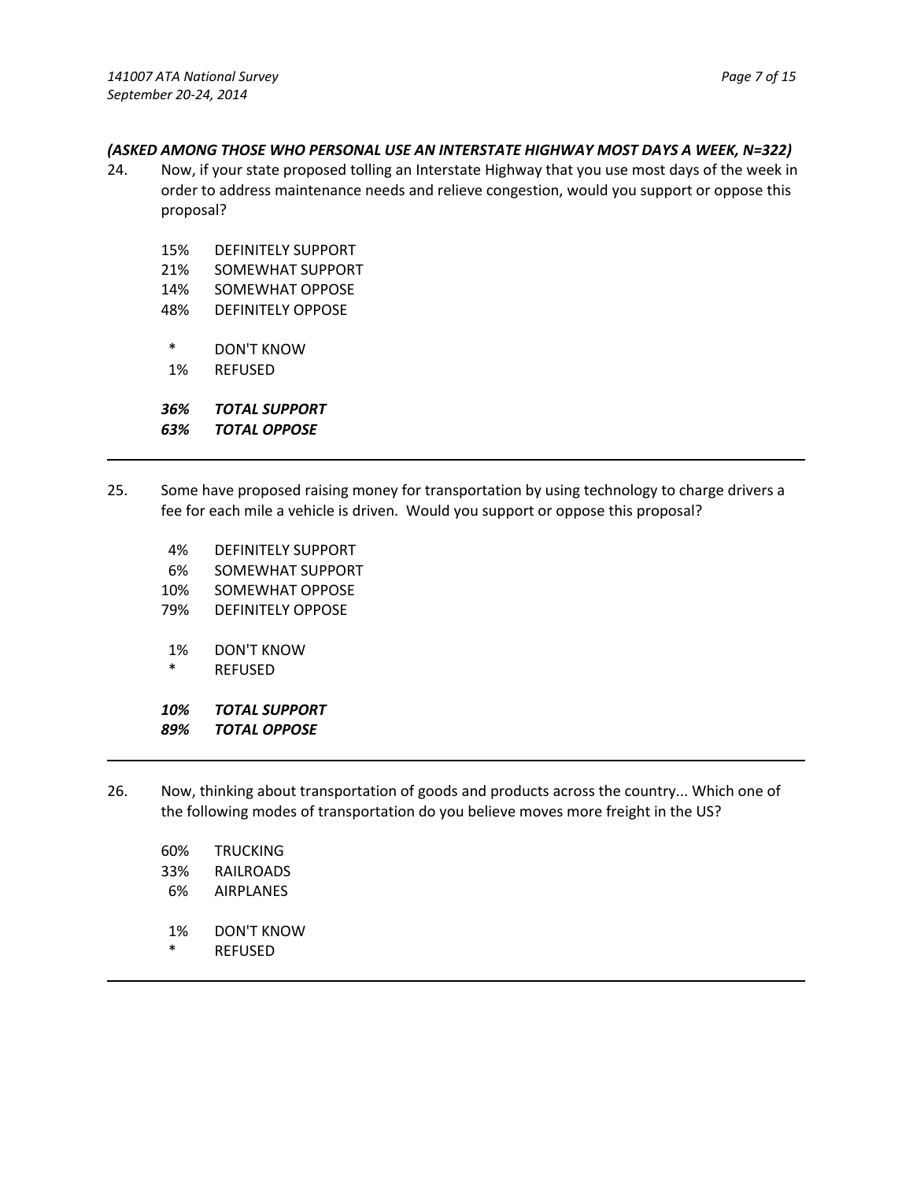***(ASKED AMONG THOSE WHO PERSONAL USE AN INTERSTATE HIGHWAY MOST DAYS A WEEK, N=322)***

24. Now, if your state proposed tolling an Interstate Highway that you use most days of the week in order to address maintenance needs and relieve congestion, would you support or oppose this proposal?

    15% DEFINITELY SUPPORT
    21% SOMEWHAT SUPPORT
    14% SOMEWHAT OPPOSE
    48% DEFINITELY OPPOSE

    * DON'T KNOW
    1% REFUSED

    ***36% TOTAL SUPPORT***
    ***63% TOTAL OPPOSE***

---

25. Some have proposed raising money for transportation by using technology to charge drivers a fee for each mile a vehicle is driven. Would you support or oppose this proposal?

    4% DEFINITELY SUPPORT
    6% SOMEWHAT SUPPORT
    10% SOMEWHAT OPPOSE
    79% DEFINITELY OPPOSE

    1% DON'T KNOW
    * REFUSED

    ***10% TOTAL SUPPORT***
    ***89% TOTAL OPPOSE***

---

26. Now, thinking about transportation of goods and products across the country... Which one of the following modes of transportation do you believe moves more freight in the US?

    60% TRUCKING
    33% RAILROADS
    6% AIRPLANES

    1% DON'T KNOW
    * REFUSED

---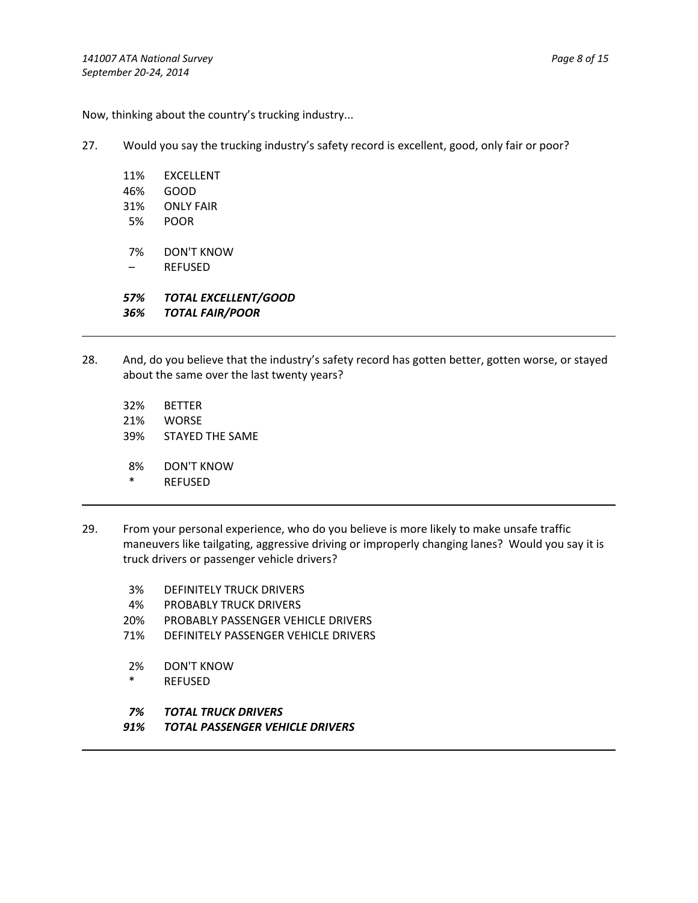Now, thinking about the country's trucking industry...

27. Would you say the trucking industry's safety record is excellent, good, only fair or poor?

| | |
|---|---|
| 11% | EXCELLENT |
| 46% | GOOD |
| 31% | ONLY FAIR |
| 5% | POOR |
| 7% | DON'T KNOW |
| – | REFUSED |
| ***57%*** | ***TOTAL EXCELLENT/GOOD*** |
| ***36%*** | ***TOTAL FAIR/POOR*** |

---

28. And, do you believe that the industry's safety record has gotten better, gotten worse, or stayed about the same over the last twenty years?

| | |
|---|---|
| 32% | BETTER |
| 21% | WORSE |
| 39% | STAYED THE SAME |
| 8% | DON'T KNOW |
| * | REFUSED |

---

29. From your personal experience, who do you believe is more likely to make unsafe traffic maneuvers like tailgating, aggressive driving or improperly changing lanes? Would you say it is truck drivers or passenger vehicle drivers?

| | |
|---|---|
| 3% | DEFINITELY TRUCK DRIVERS |
| 4% | PROBABLY TRUCK DRIVERS |
| 20% | PROBABLY PASSENGER VEHICLE DRIVERS |
| 71% | DEFINITELY PASSENGER VEHICLE DRIVERS |
| 2% | DON'T KNOW |
| * | REFUSED |
| ***7%*** | ***TOTAL TRUCK DRIVERS*** |
| ***91%*** | ***TOTAL PASSENGER VEHICLE DRIVERS*** |

---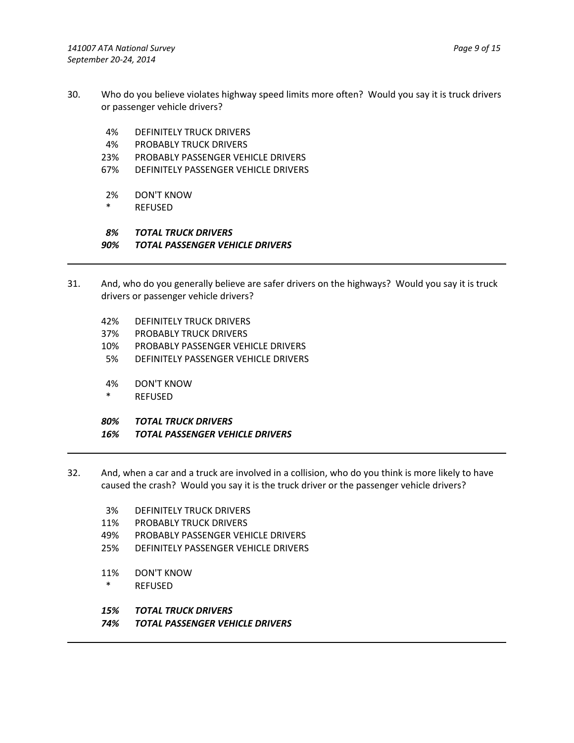30. Who do you believe violates highway speed limits more often? Would you say it is truck drivers or passenger vehicle drivers?

| | |
|---|---|
| 4% | DEFINITELY TRUCK DRIVERS |
| 4% | PROBABLY TRUCK DRIVERS |
| 23% | PROBABLY PASSENGER VEHICLE DRIVERS |
| 67% | DEFINITELY PASSENGER VEHICLE DRIVERS |
| | |
| 2% | DON'T KNOW |
| * | REFUSED |
| | |
| ***8%*** | ***TOTAL TRUCK DRIVERS*** |
| ***90%*** | ***TOTAL PASSENGER VEHICLE DRIVERS*** |

---

31. And, who do you generally believe are safer drivers on the highways? Would you say it is truck drivers or passenger vehicle drivers?

| | |
|---|---|
| 42% | DEFINITELY TRUCK DRIVERS |
| 37% | PROBABLY TRUCK DRIVERS |
| 10% | PROBABLY PASSENGER VEHICLE DRIVERS |
| 5% | DEFINITELY PASSENGER VEHICLE DRIVERS |
| | |
| 4% | DON'T KNOW |
| * | REFUSED |
| | |
| ***80%*** | ***TOTAL TRUCK DRIVERS*** |
| ***16%*** | ***TOTAL PASSENGER VEHICLE DRIVERS*** |

---

32. And, when a car and a truck are involved in a collision, who do you think is more likely to have caused the crash? Would you say it is the truck driver or the passenger vehicle drivers?

| | |
|---|---|
| 3% | DEFINITELY TRUCK DRIVERS |
| 11% | PROBABLY TRUCK DRIVERS |
| 49% | PROBABLY PASSENGER VEHICLE DRIVERS |
| 25% | DEFINITELY PASSENGER VEHICLE DRIVERS |
| | |
| 11% | DON'T KNOW |
| * | REFUSED |
| | |
| ***15%*** | ***TOTAL TRUCK DRIVERS*** |
| ***74%*** | ***TOTAL PASSENGER VEHICLE DRIVERS*** |

---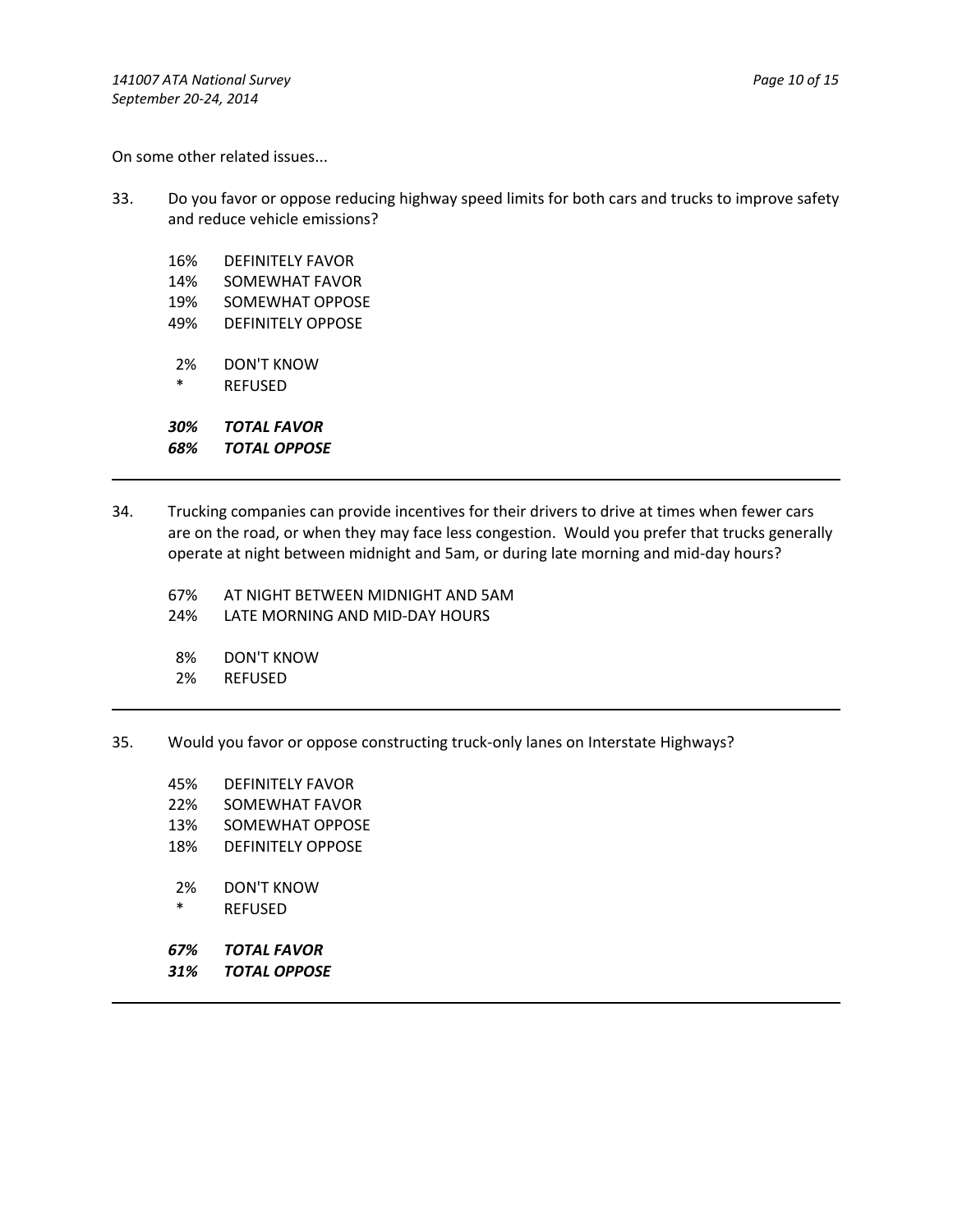On some other related issues...

33. Do you favor or oppose reducing highway speed limits for both cars and trucks to improve safety and reduce vehicle emissions?

 16% DEFINITELY FAVOR
 14% SOMEWHAT FAVOR
 19% SOMEWHAT OPPOSE
 49% DEFINITELY OPPOSE

 2% DON'T KNOW
 * REFUSED

 ***30% TOTAL FAVOR***
 ***68% TOTAL OPPOSE***

---

34. Trucking companies can provide incentives for their drivers to drive at times when fewer cars are on the road, or when they may face less congestion. Would you prefer that trucks generally operate at night between midnight and 5am, or during late morning and mid-day hours?

 67% AT NIGHT BETWEEN MIDNIGHT AND 5AM
 24% LATE MORNING AND MID-DAY HOURS

 8% DON'T KNOW
 2% REFUSED

---

35. Would you favor or oppose constructing truck-only lanes on Interstate Highways?

 45% DEFINITELY FAVOR
 22% SOMEWHAT FAVOR
 13% SOMEWHAT OPPOSE
 18% DEFINITELY OPPOSE

 2% DON'T KNOW
 * REFUSED

 ***67% TOTAL FAVOR***
 ***31% TOTAL OPPOSE***

---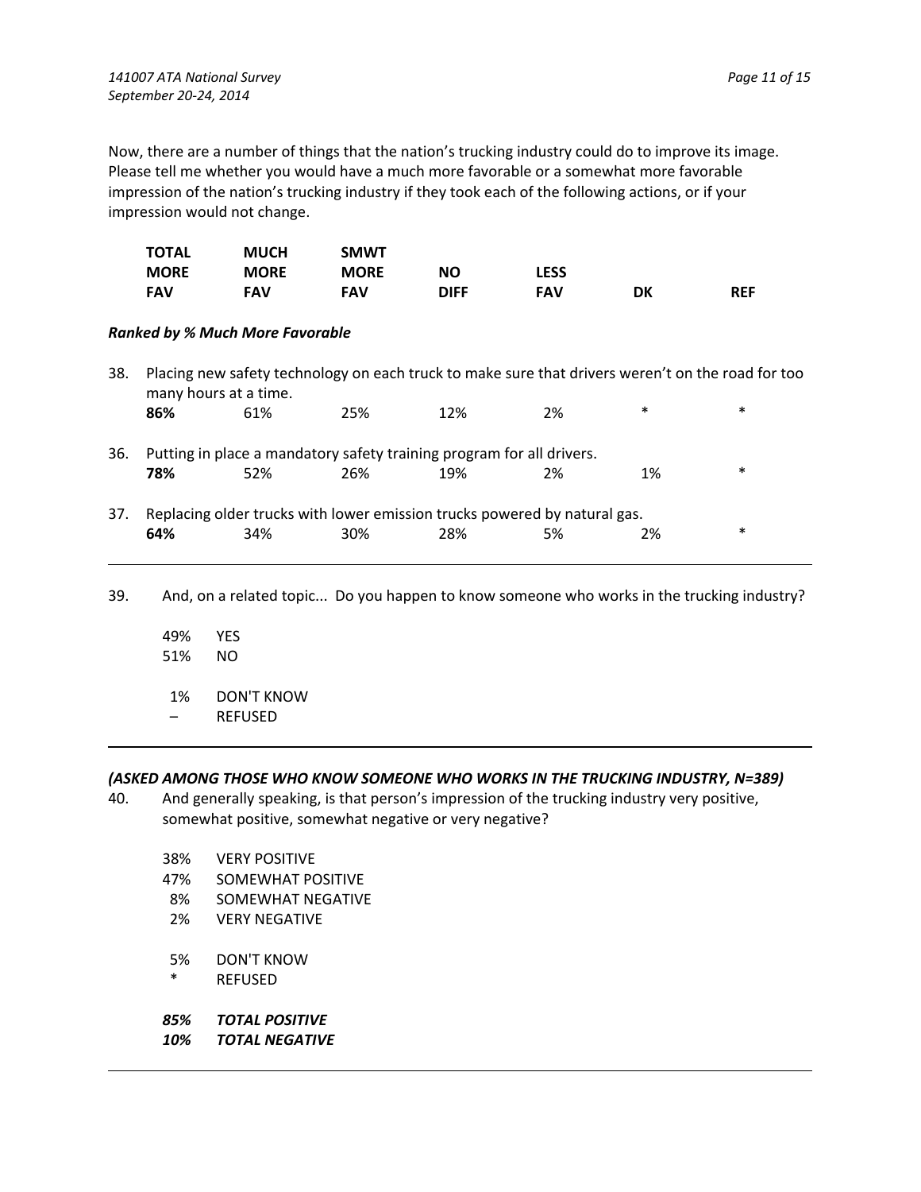Now, there are a number of things that the nation's trucking industry could do to improve its image. Please tell me whether you would have a much more favorable or a somewhat more favorable impression of the nation's trucking industry if they took each of the following actions, or if your impression would not change.

***Ranked by % Much More Favorable***

| | TOTAL MORE FAV | MUCH MORE FAV | SMWT MORE FAV | NO DIFF | LESS FAV | DK | REF |
|---|---|---|---|---|---|---|---|
| 38. Placing new safety technology on each truck to make sure that drivers weren't on the road for too many hours at a time. | **86%** | 61% | 25% | 12% | 2% | * | * |
| 36. Putting in place a mandatory safety training program for all drivers. | **78%** | 52% | 26% | 19% | 2% | 1% | * |
| 37. Replacing older trucks with lower emission trucks powered by natural gas. | **64%** | 34% | 30% | 28% | 5% | 2% | * |

---

39. And, on a related topic... Do you happen to know someone who works in the trucking industry?

49% YES
51% NO

1% DON'T KNOW
– REFUSED

---

***(ASKED AMONG THOSE WHO KNOW SOMEONE WHO WORKS IN THE TRUCKING INDUSTRY, N=389)***

40. And generally speaking, is that person's impression of the trucking industry very positive, somewhat positive, somewhat negative or very negative?

38% VERY POSITIVE
47% SOMEWHAT POSITIVE
8% SOMEWHAT NEGATIVE
2% VERY NEGATIVE

5% DON'T KNOW
* REFUSED

***85% TOTAL POSITIVE***
***10% TOTAL NEGATIVE***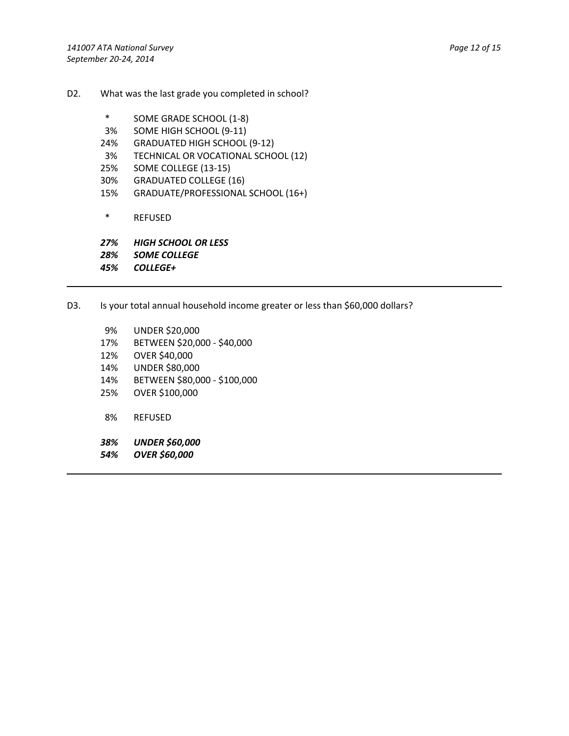D2. What was the last grade you completed in school?

| | |
|---|---|
| * | SOME GRADE SCHOOL (1-8) |
| 3% | SOME HIGH SCHOOL (9-11) |
| 24% | GRADUATED HIGH SCHOOL (9-12) |
| 3% | TECHNICAL OR VOCATIONAL SCHOOL (12) |
| 25% | SOME COLLEGE (13-15) |
| 30% | GRADUATED COLLEGE (16) |
| 15% | GRADUATE/PROFESSIONAL SCHOOL (16+) |
| * | REFUSED |
| ***27%*** | ***HIGH SCHOOL OR LESS*** |
| ***28%*** | ***SOME COLLEGE*** |
| ***45%*** | ***COLLEGE+*** |

---

D3. Is your total annual household income greater or less than $60,000 dollars?

| | |
|---|---|
| 9% | UNDER $20,000 |
| 17% | BETWEEN $20,000 - $40,000 |
| 12% | OVER $40,000 |
| 14% | UNDER $80,000 |
| 14% | BETWEEN $80,000 - $100,000 |
| 25% | OVER $100,000 |
| 8% | REFUSED |
| ***38%*** | ***UNDER $60,000*** |
| ***54%*** | ***OVER $60,000*** |

---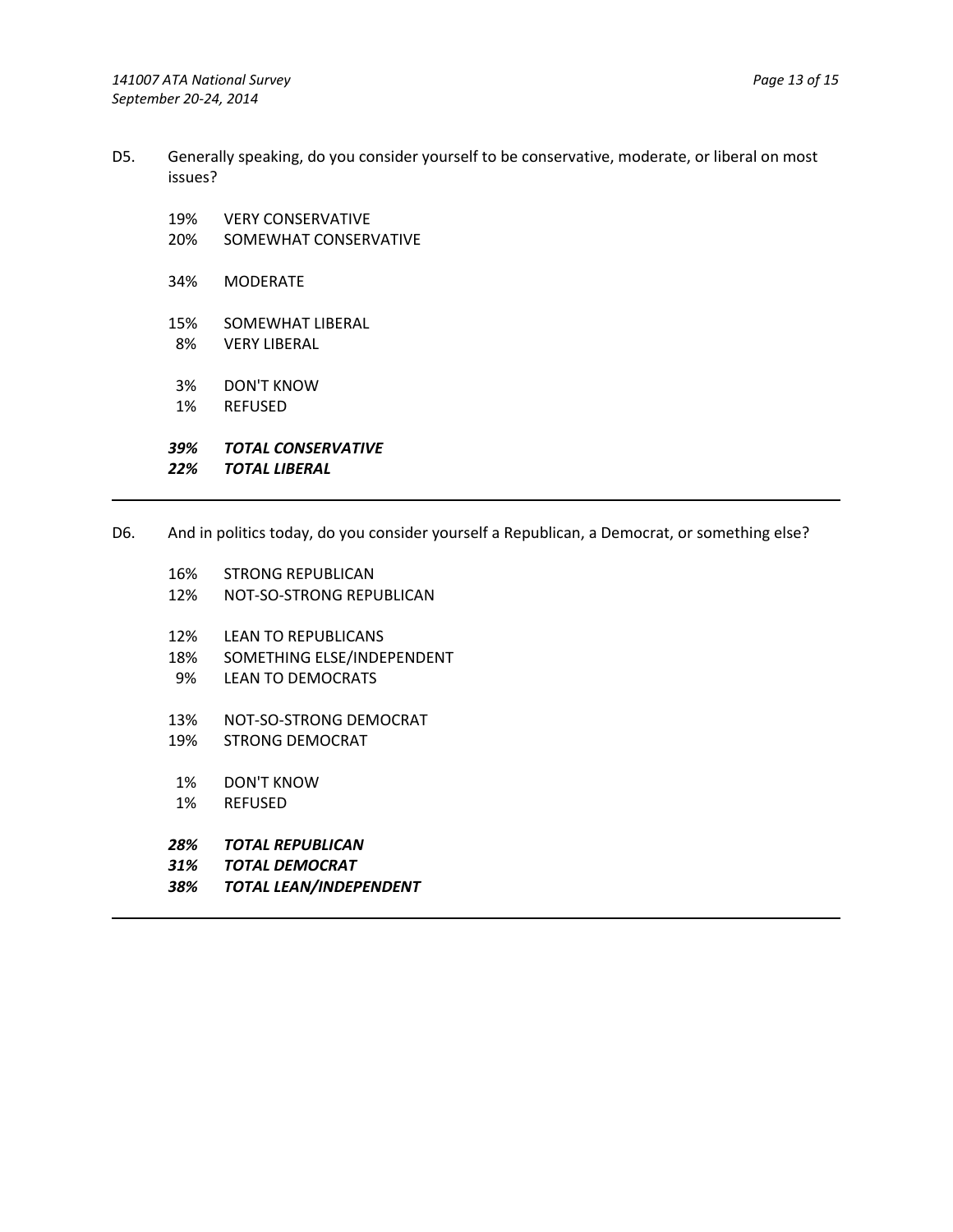D5. Generally speaking, do you consider yourself to be conservative, moderate, or liberal on most issues?

| | |
|---|---|
| 19% | VERY CONSERVATIVE |
| 20% | SOMEWHAT CONSERVATIVE |
| 34% | MODERATE |
| 15% | SOMEWHAT LIBERAL |
| 8% | VERY LIBERAL |
| 3% | DON'T KNOW |
| 1% | REFUSED |
| ***39%*** | ***TOTAL CONSERVATIVE*** |
| ***22%*** | ***TOTAL LIBERAL*** |

---

D6. And in politics today, do you consider yourself a Republican, a Democrat, or something else?

| | |
|---|---|
| 16% | STRONG REPUBLICAN |
| 12% | NOT-SO-STRONG REPUBLICAN |
| 12% | LEAN TO REPUBLICANS |
| 18% | SOMETHING ELSE/INDEPENDENT |
| 9% | LEAN TO DEMOCRATS |
| 13% | NOT-SO-STRONG DEMOCRAT |
| 19% | STRONG DEMOCRAT |
| 1% | DON'T KNOW |
| 1% | REFUSED |
| ***28%*** | ***TOTAL REPUBLICAN*** |
| ***31%*** | ***TOTAL DEMOCRAT*** |
| ***38%*** | ***TOTAL LEAN/INDEPENDENT*** |

---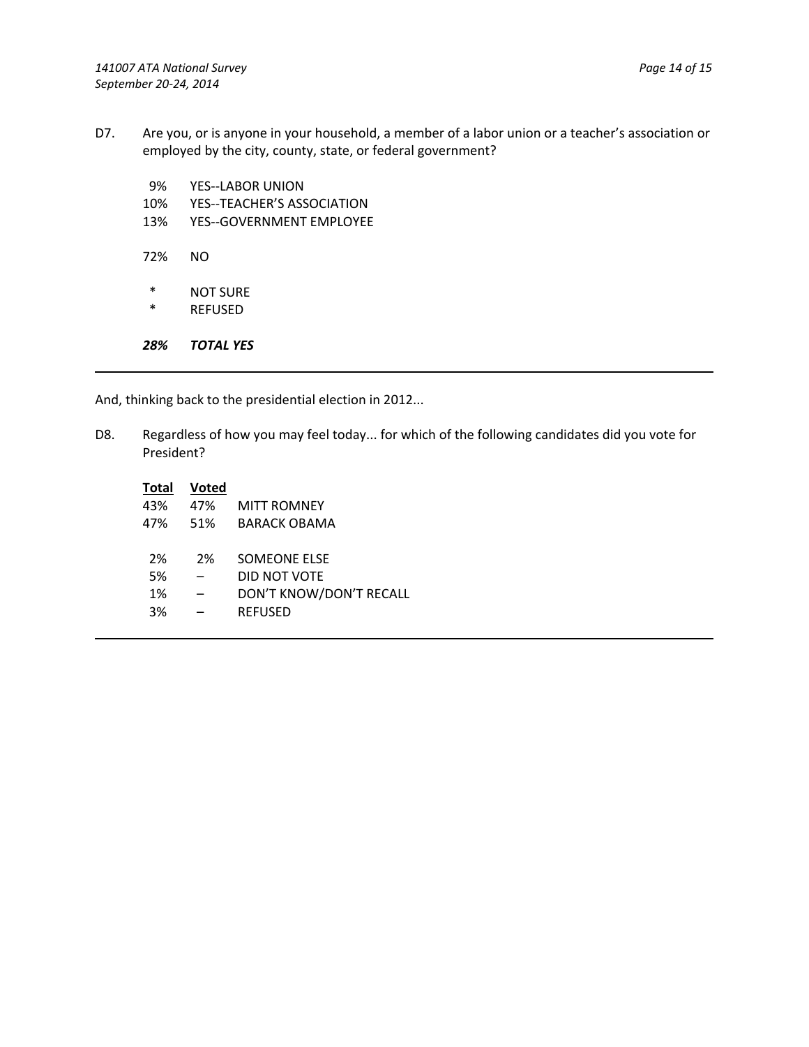D7. Are you, or is anyone in your household, a member of a labor union or a teacher's association or employed by the city, county, state, or federal government?

| | |
|---|---|
| 9% | YES--LABOR UNION |
| 10% | YES--TEACHER'S ASSOCIATION |
| 13% | YES--GOVERNMENT EMPLOYEE |
| 72% | NO |
| * | NOT SURE |
| * | REFUSED |
| ***28%*** | ***TOTAL YES*** |

And, thinking back to the presidential election in 2012...

D8. Regardless of how you may feel today... for which of the following candidates did you vote for President?

| Total | Voted | |
|---|---|---|
| 43% | 47% | MITT ROMNEY |
| 47% | 51% | BARACK OBAMA |
| 2% | 2% | SOMEONE ELSE |
| 5% | – | DID NOT VOTE |
| 1% | – | DON'T KNOW/DON'T RECALL |
| 3% | – | REFUSED |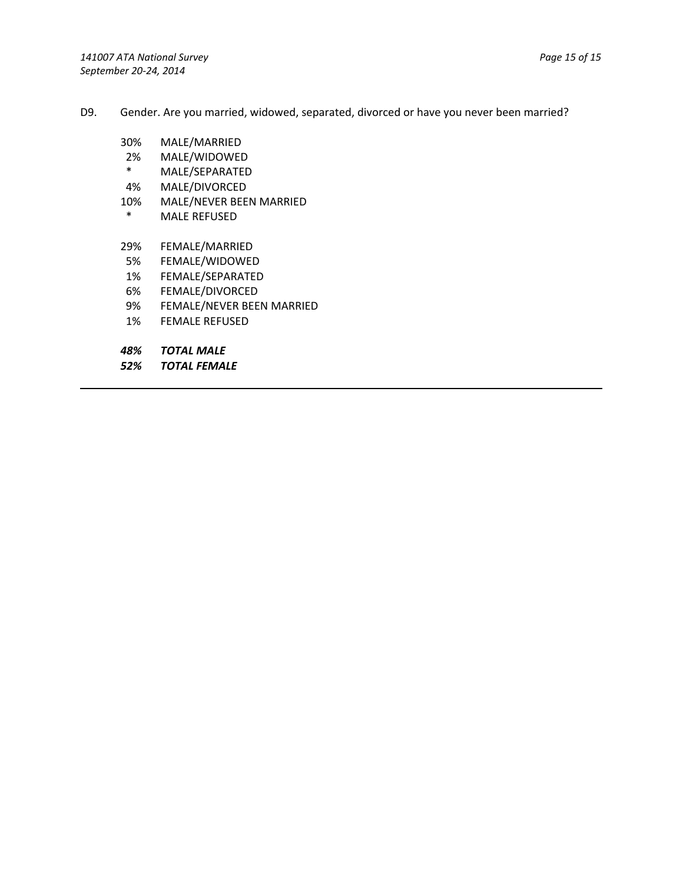D9. Gender. Are you married, widowed, separated, divorced or have you never been married?

30% MALE/MARRIED
2% MALE/WIDOWED
* MALE/SEPARATED
4% MALE/DIVORCED
10% MALE/NEVER BEEN MARRIED
* MALE REFUSED

29% FEMALE/MARRIED
5% FEMALE/WIDOWED
1% FEMALE/SEPARATED
6% FEMALE/DIVORCED
9% FEMALE/NEVER BEEN MARRIED
1% FEMALE REFUSED

***48% TOTAL MALE***
***52% TOTAL FEMALE***

---